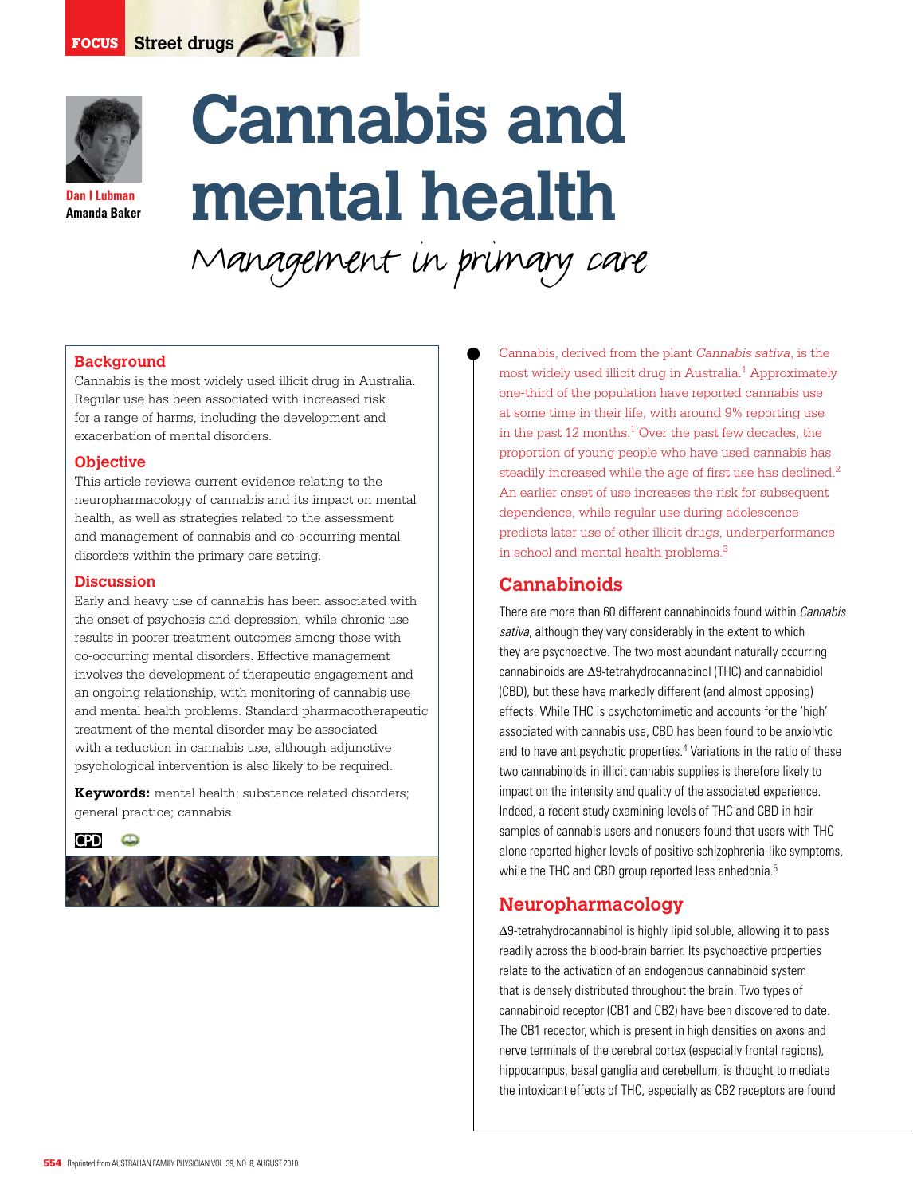# Cannabis and mental health

## Management in primary care

**Dan I Lubman**
**Amanda Baker**

### Background

Cannabis is the most widely used illicit drug in Australia. Regular use has been associated with increased risk for a range of harms, including the development and exacerbation of mental disorders.

### Objective

This article reviews current evidence relating to the neuropharmacology of cannabis and its impact on mental health, as well as strategies related to the assessment and management of cannabis and co-occurring mental disorders within the primary care setting.

### Discussion

Early and heavy use of cannabis has been associated with the onset of psychosis and depression, while chronic use results in poorer treatment outcomes among those with co-occurring mental disorders. Effective management involves the development of therapeutic engagement and an ongoing relationship, with monitoring of cannabis use and mental health problems. Standard pharmacotherapeutic treatment of the mental disorder may be associated with a reduction in cannabis use, although adjunctive psychological intervention is also likely to be required.

**Keywords:** mental health; substance related disorders; general practice; cannabis

Cannabis, derived from the plant *Cannabis sativa*, is the most widely used illicit drug in Australia.[1] Approximately one-third of the population have reported cannabis use at some time in their life, with around 9% reporting use in the past 12 months.[1] Over the past few decades, the proportion of young people who have used cannabis has steadily increased while the age of first use has declined.[2] An earlier onset of use increases the risk for subsequent dependence, while regular use during adolescence predicts later use of other illicit drugs, underperformance in school and mental health problems.[3]

## Cannabinoids

There are more than 60 different cannabinoids found within *Cannabis sativa*, although they vary considerably in the extent to which they are psychoactive. The two most abundant naturally occurring cannabinoids are Δ9-tetrahydrocannabinol (THC) and cannabidiol (CBD), but these have markedly different (and almost opposing) effects. While THC is psychotomimetic and accounts for the 'high' associated with cannabis use, CBD has been found to be anxiolytic and to have antipsychotic properties.[4] Variations in the ratio of these two cannabinoids in illicit cannabis supplies is therefore likely to impact on the intensity and quality of the associated experience. Indeed, a recent study examining levels of THC and CBD in hair samples of cannabis users and nonusers found that users with THC alone reported higher levels of positive schizophrenia-like symptoms, while the THC and CBD group reported less anhedonia.[5]

## Neuropharmacology

Δ9-tetrahydrocannabinol is highly lipid soluble, allowing it to pass readily across the blood-brain barrier. Its psychoactive properties relate to the activation of an endogenous cannabinoid system that is densely distributed throughout the brain. Two types of cannabinoid receptor (CB1 and CB2) have been discovered to date. The CB1 receptor, which is present in high densities on axons and nerve terminals of the cerebral cortex (especially frontal regions), hippocampus, basal ganglia and cerebellum, is thought to mediate the intoxicant effects of THC, especially as CB2 receptors are found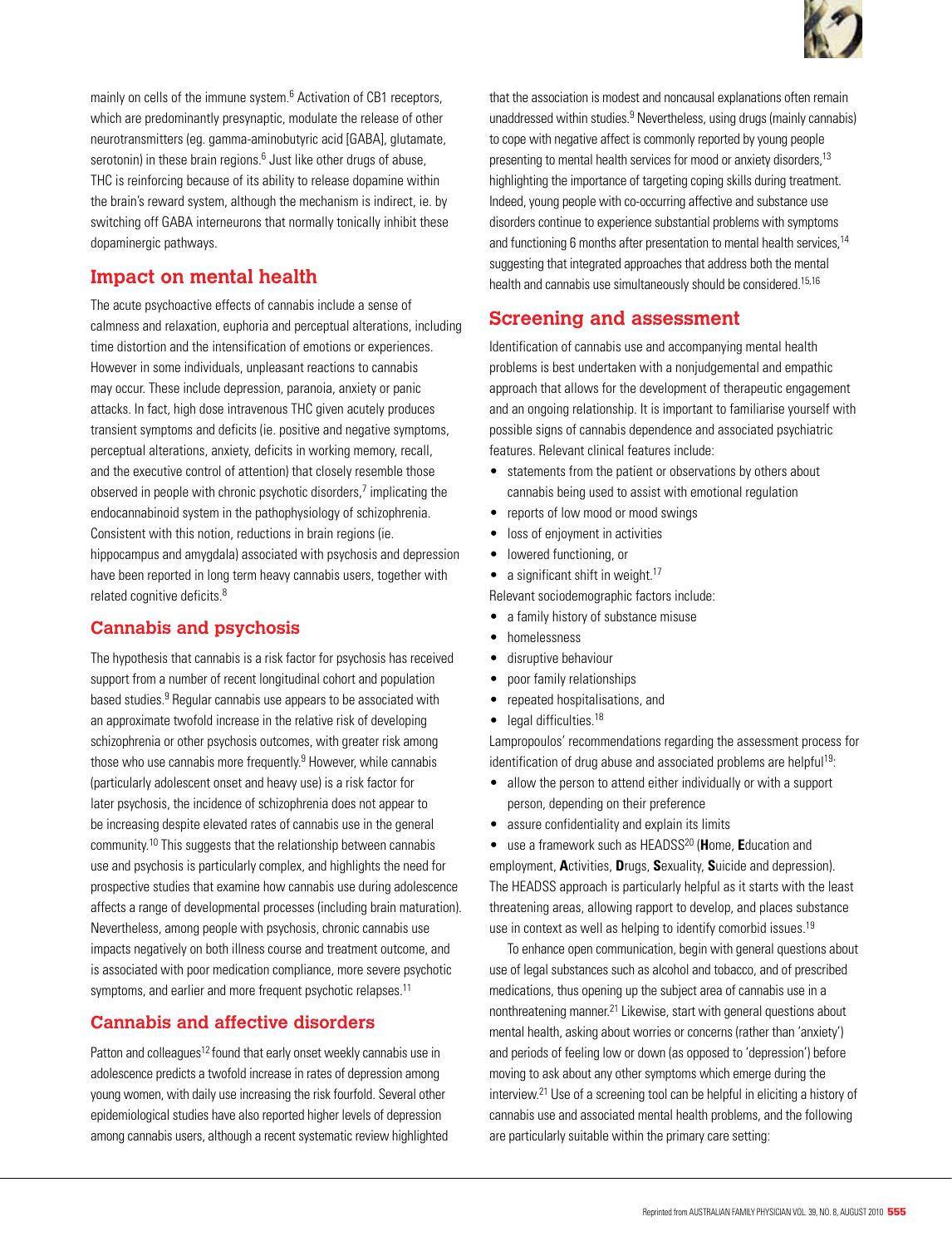mainly on cells of the immune system.[6] Activation of CB1 receptors, which are predominantly presynaptic, modulate the release of other neurotransmitters (eg. gamma-aminobutyric acid [GABA], glutamate, serotonin) in these brain regions.[6] Just like other drugs of abuse, THC is reinforcing because of its ability to release dopamine within the brain's reward system, although the mechanism is indirect, ie. by switching off GABA interneurons that normally tonically inhibit these dopaminergic pathways.

## Impact on mental health

The acute psychoactive effects of cannabis include a sense of calmness and relaxation, euphoria and perceptual alterations, including time distortion and the intensification of emotions or experiences. However in some individuals, unpleasant reactions to cannabis may occur. These include depression, paranoia, anxiety or panic attacks. In fact, high dose intravenous THC given acutely produces transient symptoms and deficits (ie. positive and negative symptoms, perceptual alterations, anxiety, deficits in working memory, recall, and the executive control of attention) that closely resemble those observed in people with chronic psychotic disorders,[7] implicating the endocannabinoid system in the pathophysiology of schizophrenia. Consistent with this notion, reductions in brain regions (ie. hippocampus and amygdala) associated with psychosis and depression have been reported in long term heavy cannabis users, together with related cognitive deficits.[8]

### Cannabis and psychosis

The hypothesis that cannabis is a risk factor for psychosis has received support from a number of recent longitudinal cohort and population based studies.[9] Regular cannabis use appears to be associated with an approximate twofold increase in the relative risk of developing schizophrenia or other psychosis outcomes, with greater risk among those who use cannabis more frequently.[9] However, while cannabis (particularly adolescent onset and heavy use) is a risk factor for later psychosis, the incidence of schizophrenia does not appear to be increasing despite elevated rates of cannabis use in the general community.[10] This suggests that the relationship between cannabis use and psychosis is particularly complex, and highlights the need for prospective studies that examine how cannabis use during adolescence affects a range of developmental processes (including brain maturation). Nevertheless, among people with psychosis, chronic cannabis use impacts negatively on both illness course and treatment outcome, and is associated with poor medication compliance, more severe psychotic symptoms, and earlier and more frequent psychotic relapses.[11]

### Cannabis and affective disorders

Patton and colleagues[12] found that early onset weekly cannabis use in adolescence predicts a twofold increase in rates of depression among young women, with daily use increasing the risk fourfold. Several other epidemiological studies have also reported higher levels of depression among cannabis users, although a recent systematic review highlighted that the association is modest and noncausal explanations often remain unaddressed within studies.[9] Nevertheless, using drugs (mainly cannabis) to cope with negative affect is commonly reported by young people presenting to mental health services for mood or anxiety disorders,[13] highlighting the importance of targeting coping skills during treatment. Indeed, young people with co-occurring affective and substance use disorders continue to experience substantial problems with symptoms and functioning 6 months after presentation to mental health services,[14] suggesting that integrated approaches that address both the mental health and cannabis use simultaneously should be considered.[15,16]

## Screening and assessment

Identification of cannabis use and accompanying mental health problems is best undertaken with a nonjudgemental and empathic approach that allows for the development of therapeutic engagement and an ongoing relationship. It is important to familiarise yourself with possible signs of cannabis dependence and associated psychiatric features. Relevant clinical features include:

- statements from the patient or observations by others about cannabis being used to assist with emotional regulation
- reports of low mood or mood swings
- loss of enjoyment in activities
- lowered functioning, or
- a significant shift in weight.[17]

Relevant sociodemographic factors include:

- a family history of substance misuse
- homelessness
- disruptive behaviour
- poor family relationships
- repeated hospitalisations, and
- legal difficulties.[18]

Lampropoulos' recommendations regarding the assessment process for identification of drug abuse and associated problems are helpful[19]:

- allow the person to attend either individually or with a support person, depending on their preference
- assure confidentiality and explain its limits
- use a framework such as HEADSS[20] (**H**ome, **E**ducation and employment, **A**ctivities, **D**rugs, **S**exuality, **S**uicide and depression). The HEADSS approach is particularly helpful as it starts with the least threatening areas, allowing rapport to develop, and places substance use in context as well as helping to identify comorbid issues.[19]

To enhance open communication, begin with general questions about use of legal substances such as alcohol and tobacco, and of prescribed medications, thus opening up the subject area of cannabis use in a nonthreatening manner.[21] Likewise, start with general questions about mental health, asking about worries or concerns (rather than 'anxiety') and periods of feeling low or down (as opposed to 'depression') before moving to ask about any other symptoms which emerge during the interview.[21] Use of a screening tool can be helpful in eliciting a history of cannabis use and associated mental health problems, and the following are particularly suitable within the primary care setting: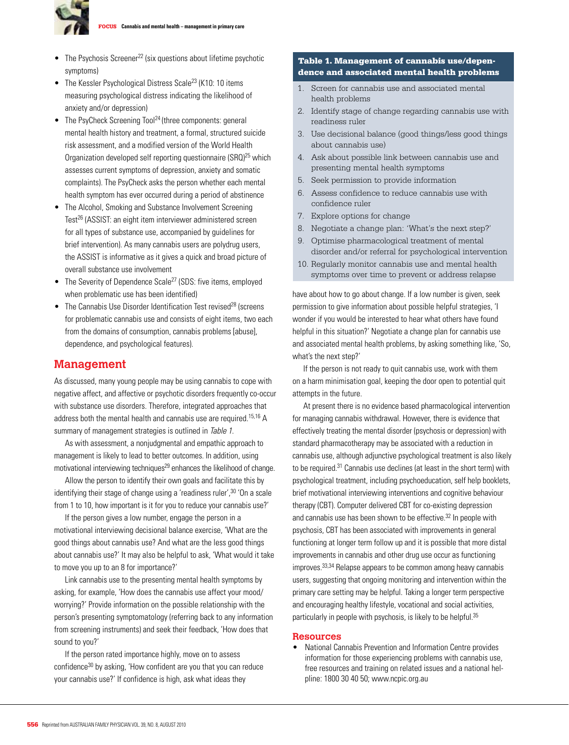- The Psychosis Screener[22] (six questions about lifetime psychotic symptoms)
- The Kessler Psychological Distress Scale[23] (K10: 10 items measuring psychological distress indicating the likelihood of anxiety and/or depression)
- The PsyCheck Screening Tool[24] (three components: general mental health history and treatment, a formal, structured suicide risk assessment, and a modified version of the World Health Organization developed self reporting questionnaire (SRQ)[25] which assesses current symptoms of depression, anxiety and somatic complaints). The PsyCheck asks the person whether each mental health symptom has ever occurred during a period of abstinence
- The Alcohol, Smoking and Substance Involvement Screening Test[26] (ASSIST: an eight item interviewer administered screen for all types of substance use, accompanied by guidelines for brief intervention). As many cannabis users are polydrug users, the ASSIST is informative as it gives a quick and broad picture of overall substance use involvement
- The Severity of Dependence Scale[27] (SDS: five items, employed when problematic use has been identified)
- The Cannabis Use Disorder Identification Test revised[28] (screens for problematic cannabis use and consists of eight items, two each from the domains of consumption, cannabis problems [abuse], dependence, and psychological features).

## Management

As discussed, many young people may be using cannabis to cope with negative affect, and affective or psychotic disorders frequently co-occur with substance use disorders. Therefore, integrated approaches that address both the mental health and cannabis use are required.[15,16] A summary of management strategies is outlined in *Table 1*.

As with assessment, a nonjudgmental and empathic approach to management is likely to lead to better outcomes. In addition, using motivational interviewing techniques[29] enhances the likelihood of change.

Allow the person to identify their own goals and facilitate this by identifying their stage of change using a 'readiness ruler',[30] 'On a scale from 1 to 10, how important is it for you to reduce your cannabis use?'

If the person gives a low number, engage the person in a motivational interviewing decisional balance exercise, 'What are the good things about cannabis use? And what are the less good things about cannabis use?' It may also be helpful to ask, 'What would it take to move you up to an 8 for importance?'

Link cannabis use to the presenting mental health symptoms by asking, for example, 'How does the cannabis use affect your mood/worrying?' Provide information on the possible relationship with the person's presenting symptomatology (referring back to any information from screening instruments) and seek their feedback, 'How does that sound to you?'

If the person rated importance highly, move on to assess confidence[30] by asking, 'How confident are you that you can reduce your cannabis use?' If confidence is high, ask what ideas they have about how to go about change. If a low number is given, seek permission to give information about possible helpful strategies, 'I wonder if you would be interested to hear what others have found helpful in this situation?' Negotiate a change plan for cannabis use and associated mental health problems, by asking something like, 'So, what's the next step?'

If the person is not ready to quit cannabis use, work with them on a harm minimisation goal, keeping the door open to potential quit attempts in the future.

At present there is no evidence based pharmacological intervention for managing cannabis withdrawal. However, there is evidence that effectively treating the mental disorder (psychosis or depression) with standard pharmacotherapy may be associated with a reduction in cannabis use, although adjunctive psychological treatment is also likely to be required.[31] Cannabis use declines (at least in the short term) with psychological treatment, including psychoeducation, self help booklets, brief motivational interviewing interventions and cognitive behaviour therapy (CBT). Computer delivered CBT for co-existing depression and cannabis use has been shown to be effective.[32] In people with psychosis, CBT has been associated with improvements in general functioning at longer term follow up and it is possible that more distal improvements in cannabis and other drug use occur as functioning improves.[33,34] Relapse appears to be common among heavy cannabis users, suggesting that ongoing monitoring and intervention within the primary care setting may be helpful. Taking a longer term perspective and encouraging healthy lifestyle, vocational and social activities, particularly in people with psychosis, is likely to be helpful.[35]

**Table 1. Management of cannabis use/dependence and associated mental health problems**

1. Screen for cannabis use and associated mental health problems
2. Identify stage of change regarding cannabis use with readiness ruler
3. Use decisional balance (good things/less good things about cannabis use)
4. Ask about possible link between cannabis use and presenting mental health symptoms
5. Seek permission to provide information
6. Assess confidence to reduce cannabis use with confidence ruler
7. Explore options for change
8. Negotiate a change plan: 'What's the next step?'
9. Optimise pharmacological treatment of mental disorder and/or referral for psychological intervention
10. Regularly monitor cannabis use and mental health symptoms over time to prevent or address relapse

## Resources

- National Cannabis Prevention and Information Centre provides information for those experiencing problems with cannabis use, free resources and training on related issues and a national helpline: 1800 30 40 50; www.ncpic.org.au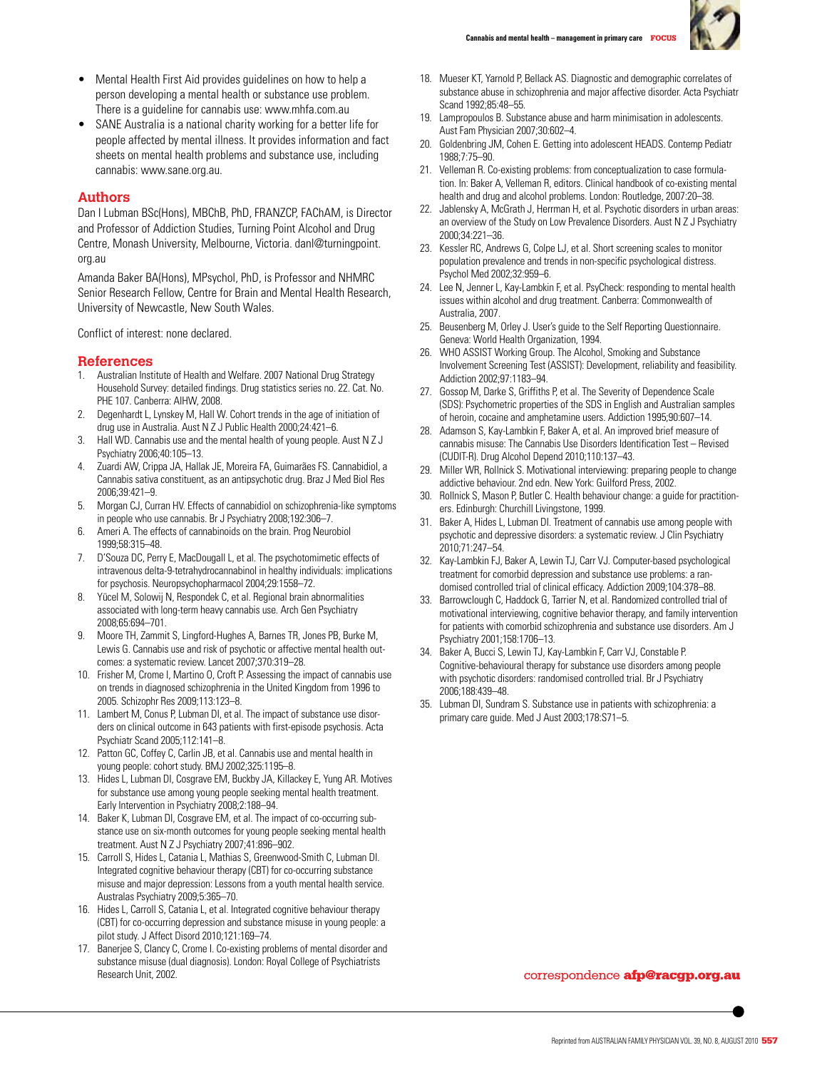- Mental Health First Aid provides guidelines on how to help a person developing a mental health or substance use problem. There is a guideline for cannabis use: www.mhfa.com.au
- SANE Australia is a national charity working for a better life for people affected by mental illness. It provides information and fact sheets on mental health problems and substance use, including cannabis: www.sane.org.au.

## Authors

Dan I Lubman BSc(Hons), MBChB, PhD, FRANZCP, FAChAM, is Director and Professor of Addiction Studies, Turning Point Alcohol and Drug Centre, Monash University, Melbourne, Victoria. danl@turningpoint.org.au

Amanda Baker BA(Hons), MPsychol, PhD, is Professor and NHMRC Senior Research Fellow, Centre for Brain and Mental Health Research, University of Newcastle, New South Wales.

Conflict of interest: none declared.

## References

1. Australian Institute of Health and Welfare. 2007 National Drug Strategy Household Survey: detailed findings. Drug statistics series no. 22. Cat. No. PHE 107. Canberra: AIHW, 2008.
2. Degenhardt L, Lynskey M, Hall W. Cohort trends in the age of initiation of drug use in Australia. Aust N Z J Public Health 2000;24:421–6.
3. Hall WD. Cannabis use and the mental health of young people. Aust N Z J Psychiatry 2006;40:105–13.
4. Zuardi AW, Crippa JA, Hallak JE, Moreira FA, Guimarães FS. Cannabidiol, a Cannabis sativa constituent, as an antipsychotic drug. Braz J Med Biol Res 2006;39:421–9.
5. Morgan CJ, Curran HV. Effects of cannabidiol on schizophrenia-like symptoms in people who use cannabis. Br J Psychiatry 2008;192:306–7.
6. Ameri A. The effects of cannabinoids on the brain. Prog Neurobiol 1999;58:315–48.
7. D'Souza DC, Perry E, MacDougall L, et al. The psychotomimetic effects of intravenous delta-9-tetrahydrocannabinol in healthy individuals: implications for psychosis. Neuropsychopharmacol 2004;29:1558–72.
8. Yücel M, Solowij N, Respondek C, et al. Regional brain abnormalities associated with long-term heavy cannabis use. Arch Gen Psychiatry 2008;65:694–701.
9. Moore TH, Zammit S, Lingford-Hughes A, Barnes TR, Jones PB, Burke M, Lewis G. Cannabis use and risk of psychotic or affective mental health outcomes: a systematic review. Lancet 2007;370:319–28.
10. Frisher M, Crome I, Martino O, Croft P. Assessing the impact of cannabis use on trends in diagnosed schizophrenia in the United Kingdom from 1996 to 2005. Schizophr Res 2009;113:123–8.
11. Lambert M, Conus P, Lubman DI, et al. The impact of substance use disorders on clinical outcome in 643 patients with first-episode psychosis. Acta Psychiatr Scand 2005;112:141–8.
12. Patton GC, Coffey C, Carlin JB, et al. Cannabis use and mental health in young people: cohort study. BMJ 2002;325:1195–8.
13. Hides L, Lubman DI, Cosgrave EM, Buckby JA, Killackey E, Yung AR. Motives for substance use among young people seeking mental health treatment. Early Intervention in Psychiatry 2008;2:188–94.
14. Baker K, Lubman DI, Cosgrave EM, et al. The impact of co-occurring substance use on six-month outcomes for young people seeking mental health treatment. Aust N Z J Psychiatry 2007;41:896–902.
15. Carroll S, Hides L, Catania L, Mathias S, Greenwood-Smith C, Lubman DI. Integrated cognitive behaviour therapy (CBT) for co-occurring substance misuse and major depression: Lessons from a youth mental health service. Australas Psychiatry 2009;5:365–70.
16. Hides L, Carroll S, Catania L, et al. Integrated cognitive behaviour therapy (CBT) for co-occurring depression and substance misuse in young people: a pilot study. J Affect Disord 2010;121:169–74.
17. Banerjee S, Clancy C, Crome I. Co-existing problems of mental disorder and substance misuse (dual diagnosis). London: Royal College of Psychiatrists Research Unit, 2002.
18. Mueser KT, Yarnold P, Bellack AS. Diagnostic and demographic correlates of substance abuse in schizophrenia and major affective disorder. Acta Psychiatr Scand 1992;85:48–55.
19. Lampropoulos B. Substance abuse and harm minimisation in adolescents. Aust Fam Physician 2007;30:602–4.
20. Goldenbring JM, Cohen E. Getting into adolescent HEADS. Contemp Pediatr 1988;7:75–90.
21. Velleman R. Co-existing problems: from conceptualization to case formulation. In: Baker A, Velleman R, editors. Clinical handbook of co-existing mental health and drug and alcohol problems. London: Routledge, 2007:20–38.
22. Jablensky A, McGrath J, Herrman H, et al. Psychotic disorders in urban areas: an overview of the Study on Low Prevalence Disorders. Aust N Z J Psychiatry 2000;34:221–36.
23. Kessler RC, Andrews G, Colpe LJ, et al. Short screening scales to monitor population prevalence and trends in non-specific psychological distress. Psychol Med 2002;32:959–6.
24. Lee N, Jenner L, Kay-Lambkin F, et al. PsyCheck: responding to mental health issues within alcohol and drug treatment. Canberra: Commonwealth of Australia, 2007.
25. Beusenberg M, Orley J. User's guide to the Self Reporting Questionnaire. Geneva: World Health Organization, 1994.
26. WHO ASSIST Working Group. The Alcohol, Smoking and Substance Involvement Screening Test (ASSIST): Development, reliability and feasibility. Addiction 2002;97:1183–94.
27. Gossop M, Darke S, Griffiths P, et al. The Severity of Dependence Scale (SDS): Psychometric properties of the SDS in English and Australian samples of heroin, cocaine and amphetamine users. Addiction 1995;90:607–14.
28. Adamson S, Kay-Lambkin F, Baker A, et al. An improved brief measure of cannabis misuse: The Cannabis Use Disorders Identification Test – Revised (CUDIT-R). Drug Alcohol Depend 2010;110:137–43.
29. Miller WR, Rollnick S. Motivational interviewing: preparing people to change addictive behaviour. 2nd edn. New York: Guilford Press, 2002.
30. Rollnick S, Mason P, Butler C. Health behaviour change: a guide for practitioners. Edinburgh: Churchill Livingstone, 1999.
31. Baker A, Hides L, Lubman DI. Treatment of cannabis use among people with psychotic and depressive disorders: a systematic review. J Clin Psychiatry 2010;71:247–54.
32. Kay-Lambkin FJ, Baker A, Lewin TJ, Carr VJ. Computer-based psychological treatment for comorbid depression and substance use problems: a randomised controlled trial of clinical efficacy. Addiction 2009;104:378–88.
33. Barrowclough C, Haddock G, Tarrier N, et al. Randomized controlled trial of motivational interviewing, cognitive behavior therapy, and family intervention for patients with comorbid schizophrenia and substance use disorders. Am J Psychiatry 2001;158:1706–13.
34. Baker A, Bucci S, Lewin TJ, Kay-Lambkin F, Carr VJ, Constable P. Cognitive-behavioural therapy for substance use disorders among people with psychotic disorders: randomised controlled trial. Br J Psychiatry 2006;188:439–48.
35. Lubman DI, Sundram S. Substance use in patients with schizophrenia: a primary care guide. Med J Aust 2003;178:S71–5.

correspondence **afp@racgp.org.au**